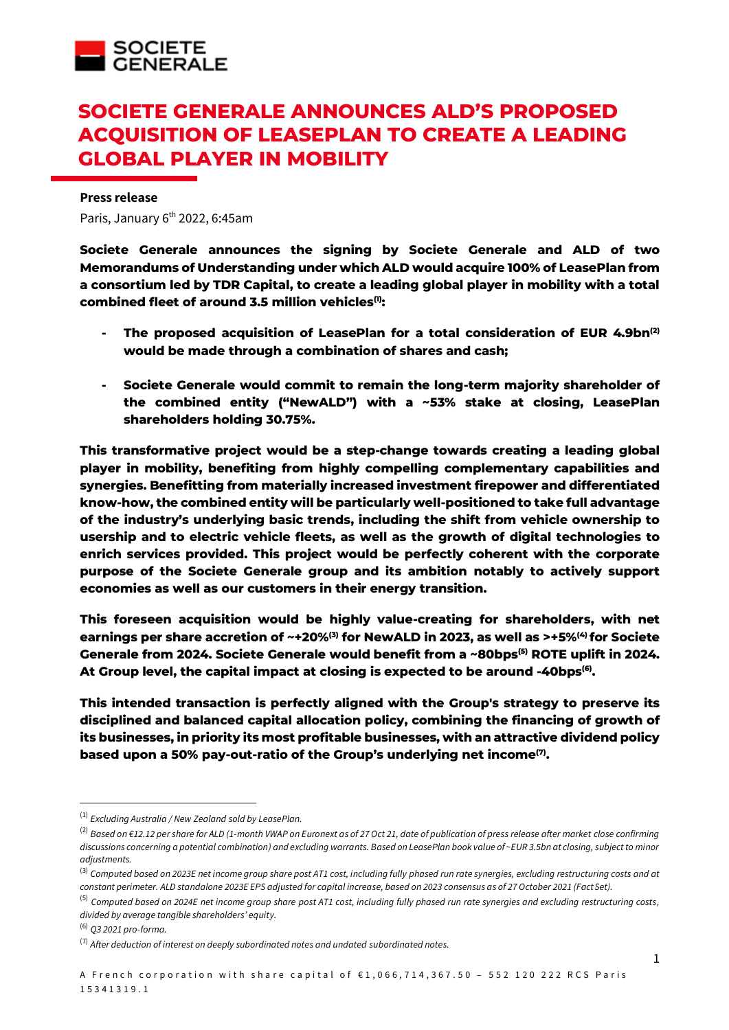# SOCIETE GENERALE ANNOUNCES ALD'S PROPOSED ACQUISITION OF LEASEPLAN TO CREATE A LEADING GLOBAL PLAYER IN MOBILITY

**Press release**

Paris, January 6th 2022, 6:45am

**Societe Generale announces the signing by Societe Generale and ALD of two Memorandums of Understanding under which ALD would acquire 100% of LeasePlan from a consortium led by TDR Capital, to create a leading global player in mobility with a total combined fleet of around 3.5 million vehicles[1]:**

- **The proposed acquisition of LeasePlan for a total consideration of EUR 4.9bn[2] would be made through a combination of shares and cash;**
- **Societe Generale would commit to remain the long-term majority shareholder of the combined entity ("NewALD") with a ~53% stake at closing, LeasePlan shareholders holding 30.75%.**

**This transformative project would be a step-change towards creating a leading global player in mobility, benefiting from highly compelling complementary capabilities and synergies. Benefitting from materially increased investment firepower and differentiated know-how, the combined entity will be particularly well-positioned to take full advantage of the industry's underlying basic trends, including the shift from vehicle ownership to usership and to electric vehicle fleets, as well as the growth of digital technologies to enrich services provided. This project would be perfectly coherent with the corporate purpose of the Societe Generale group and its ambition notably to actively support economies as well as our customers in their energy transition.**

**This foreseen acquisition would be highly value-creating for shareholders, with net earnings per share accretion of ~+20%[3] for NewALD in 2023, as well as >+5%[4] for Societe Generale from 2024. Societe Generale would benefit from a ~80bps[5] ROTE uplift in 2024. At Group level, the capital impact at closing is expected to be around -40bps[6].**

**This intended transaction is perfectly aligned with the Group's strategy to preserve its disciplined and balanced capital allocation policy, combining the financing of growth of its businesses, in priority its most profitable businesses, with an attractive dividend policy based upon a 50% pay-out-ratio of the Group's underlying net income[7].**

---

[1] *Excluding Australia / New Zealand sold by LeasePlan.*

[2] *Based on €12.12 per share for ALD (1-month VWAP on Euronext as of 27 Oct 21, date of publication of press release after market close confirming discussions concerning a potential combination) and excluding warrants. Based on LeasePlan book value of ~EUR 3.5bn at closing, subject to minor adjustments.*

[3] *Computed based on 2023E net income group share post AT1 cost, including fully phased run rate synergies, excluding restructuring costs and at constant perimeter. ALD standalone 2023E EPS adjusted for capital increase, based on 2023 consensus as of 27 October 2021 (Fact Set).*

[5] *Computed based on 2024E net income group share post AT1 cost, including fully phased run rate synergies and excluding restructuring costs, divided by average tangible shareholders' equity.*

[6] *Q3 2021 pro-forma.*

[7] *After deduction of interest on deeply subordinated notes and undated subordinated notes.*

A French corporation with share capital of €1,066,714,367.50 – 552 120 222 RCS Paris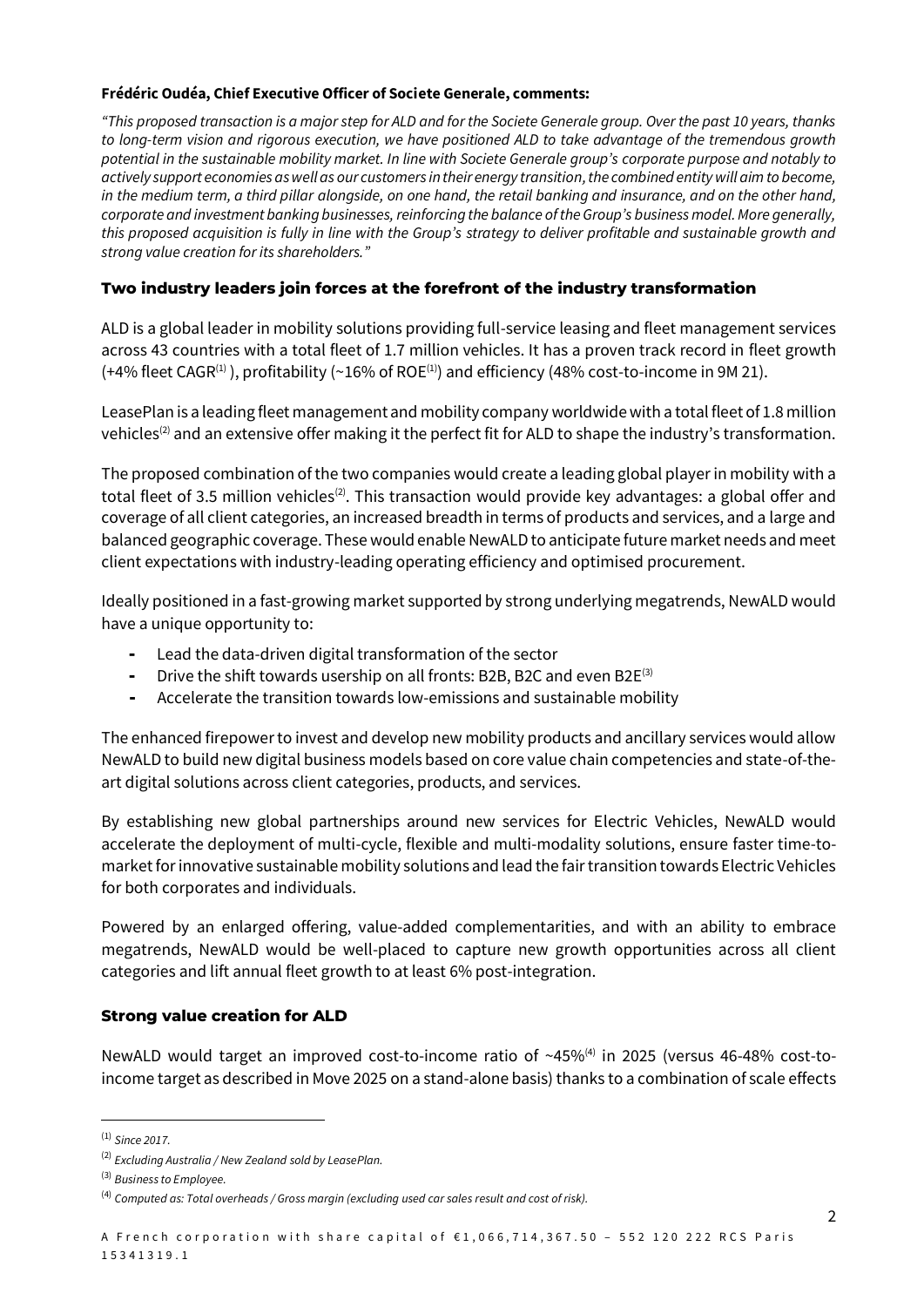**Frédéric Oudéa, Chief Executive Officer of Societe Generale, comments:**

*"This proposed transaction is a major step for ALD and for the Societe Generale group. Over the past 10 years, thanks to long-term vision and rigorous execution, we have positioned ALD to take advantage of the tremendous growth potential in the sustainable mobility market. In line with Societe Generale group's corporate purpose and notably to actively support economies as well as our customers in their energy transition, the combined entity will aim to become, in the medium term, a third pillar alongside, on one hand, the retail banking and insurance, and on the other hand, corporate and investment banking businesses, reinforcing the balance of the Group's business model. More generally, this proposed acquisition is fully in line with the Group's strategy to deliver profitable and sustainable growth and strong value creation for its shareholders."*

## Two industry leaders join forces at the forefront of the industry transformation

ALD is a global leader in mobility solutions providing full-service leasing and fleet management services across 43 countries with a total fleet of 1.7 million vehicles. It has a proven track record in fleet growth (+4% fleet CAGR[1] ), profitability (~16% of ROE[1]) and efficiency (48% cost-to-income in 9M 21).

LeasePlan is a leading fleet management and mobility company worldwide with a total fleet of 1.8 million vehicles[2] and an extensive offer making it the perfect fit for ALD to shape the industry's transformation.

The proposed combination of the two companies would create a leading global player in mobility with a total fleet of 3.5 million vehicles[2]. This transaction would provide key advantages: a global offer and coverage of all client categories, an increased breadth in terms of products and services, and a large and balanced geographic coverage. These would enable NewALD to anticipate future market needs and meet client expectations with industry-leading operating efficiency and optimised procurement.

Ideally positioned in a fast-growing market supported by strong underlying megatrends, NewALD would have a unique opportunity to:

- Lead the data-driven digital transformation of the sector
- Drive the shift towards usership on all fronts: B2B, B2C and even B2E[3]
- Accelerate the transition towards low-emissions and sustainable mobility

The enhanced firepower to invest and develop new mobility products and ancillary services would allow NewALD to build new digital business models based on core value chain competencies and state-of-the-art digital solutions across client categories, products, and services.

By establishing new global partnerships around new services for Electric Vehicles, NewALD would accelerate the deployment of multi-cycle, flexible and multi-modality solutions, ensure faster time-to-market for innovative sustainable mobility solutions and lead the fair transition towards Electric Vehicles for both corporates and individuals.

Powered by an enlarged offering, value-added complementarities, and with an ability to embrace megatrends, NewALD would be well-placed to capture new growth opportunities across all client categories and lift annual fleet growth to at least 6% post-integration.

## Strong value creation for ALD

NewALD would target an improved cost-to-income ratio of ~45%[4] in 2025 (versus 46-48% cost-to-income target as described in Move 2025 on a stand-alone basis) thanks to a combination of scale effects

---

[1] *Since 2017.*

[2] *Excluding Australia / New Zealand sold by LeasePlan.*

[3] *Business to Employee.*

[4] *Computed as: Total overheads / Gross margin (excluding used car sales result and cost of risk).*

A French corporation with share capital of €1,066,714,367.50 – 552 120 222 RCS Paris 15341319.1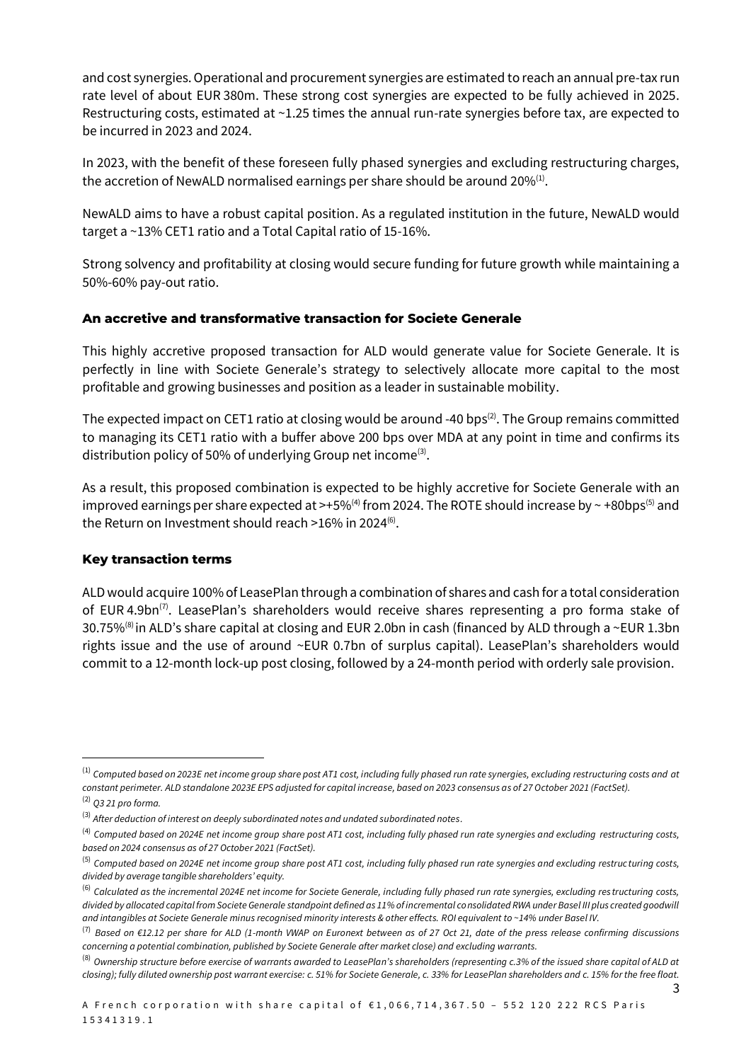and cost synergies. Operational and procurement synergies are estimated to reach an annual pre-tax run rate level of about EUR 380m. These strong cost synergies are expected to be fully achieved in 2025. Restructuring costs, estimated at ~1.25 times the annual run-rate synergies before tax, are expected to be incurred in 2023 and 2024.

In 2023, with the benefit of these foreseen fully phased synergies and excluding restructuring charges, the accretion of NewALD normalised earnings per share should be around 20%[(1)].

NewALD aims to have a robust capital position. As a regulated institution in the future, NewALD would target a ~13% CET1 ratio and a Total Capital ratio of 15-16%.

Strong solvency and profitability at closing would secure funding for future growth while maintaining a 50%-60% pay-out ratio.

## An accretive and transformative transaction for Societe Generale

This highly accretive proposed transaction for ALD would generate value for Societe Generale. It is perfectly in line with Societe Generale's strategy to selectively allocate more capital to the most profitable and growing businesses and position as a leader in sustainable mobility.

The expected impact on CET1 ratio at closing would be around -40 bps[(2)]. The Group remains committed to managing its CET1 ratio with a buffer above 200 bps over MDA at any point in time and confirms its distribution policy of 50% of underlying Group net income[(3)].

As a result, this proposed combination is expected to be highly accretive for Societe Generale with an improved earnings per share expected at >+5%[(4)] from 2024. The ROTE should increase by ~ +80bps[(5)] and the Return on Investment should reach >16% in 2024[(6)].

## Key transaction terms

ALD would acquire 100% of LeasePlan through a combination of shares and cash for a total consideration of EUR 4.9bn[(7)]. LeasePlan's shareholders would receive shares representing a pro forma stake of 30.75%[(8)] in ALD's share capital at closing and EUR 2.0bn in cash (financed by ALD through a ~EUR 1.3bn rights issue and the use of around ~EUR 0.7bn of surplus capital). LeasePlan's shareholders would commit to a 12-month lock-up post closing, followed by a 24-month period with orderly sale provision.

---

(1) *Computed based on 2023E net income group share post AT1 cost, including fully phased run rate synergies, excluding restructuring costs and at constant perimeter. ALD standalone 2023E EPS adjusted for capital increase, based on 2023 consensus as of 27 October 2021 (FactSet).*

(2) *Q3 21 pro forma.*

(3) *After deduction of interest on deeply subordinated notes and undated subordinated notes.*

(4) *Computed based on 2024E net income group share post AT1 cost, including fully phased run rate synergies and excluding restructuring costs, based on 2024 consensus as of 27 October 2021 (FactSet).*

(5) *Computed based on 2024E net income group share post AT1 cost, including fully phased run rate synergies and excluding restructuring costs, divided by average tangible shareholders' equity.*

(6) *Calculated as the incremental 2024E net income for Societe Generale, including fully phased run rate synergies, excluding restructuring costs, divided by allocated capital from Societe Generale standpoint defined as 11% of incremental consolidated RWA under Basel III plus created goodwill and intangibles at Societe Generale minus recognised minority interests & other effects. ROI equivalent to ~14% under Basel IV.*

(7) *Based on €12.12 per share for ALD (1-month VWAP on Euronext between as of 27 Oct 21, date of the press release confirming discussions concerning a potential combination, published by Societe Generale after market close) and excluding warrants.*

(8) *Ownership structure before exercise of warrants awarded to LeasePlan's shareholders (representing c.3% of the issued share capital of ALD at closing); fully diluted ownership post warrant exercise: c. 51% for Societe Generale, c. 33% for LeasePlan shareholders and c. 15% for the free float.*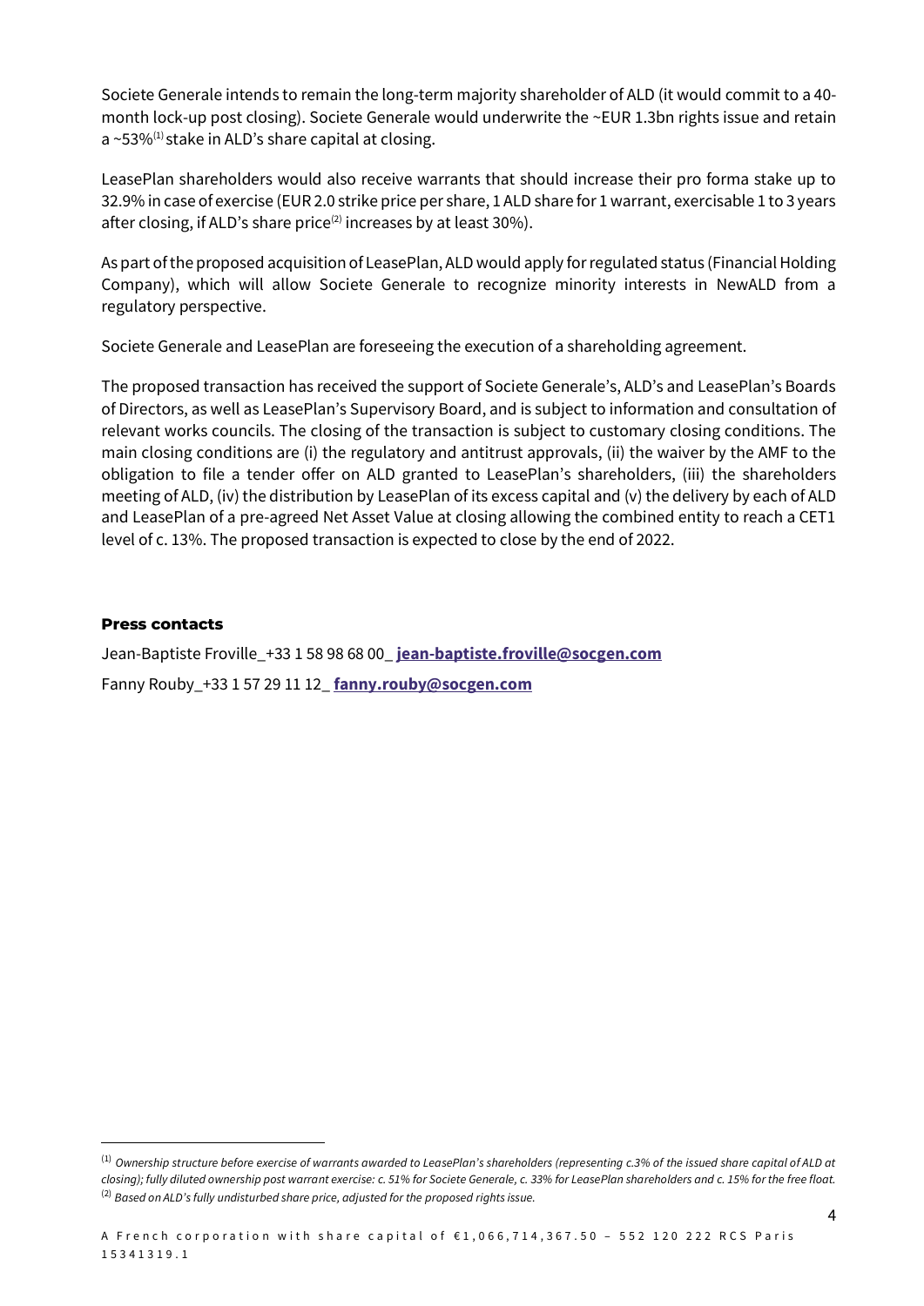Societe Generale intends to remain the long-term majority shareholder of ALD (it would commit to a 40-month lock-up post closing). Societe Generale would underwrite the ~EUR 1.3bn rights issue and retain a ~53%[1] stake in ALD's share capital at closing.

LeasePlan shareholders would also receive warrants that should increase their pro forma stake up to 32.9% in case of exercise (EUR 2.0 strike price per share, 1 ALD share for 1 warrant, exercisable 1 to 3 years after closing, if ALD's share price[2] increases by at least 30%).

As part of the proposed acquisition of LeasePlan, ALD would apply for regulated status (Financial Holding Company), which will allow Societe Generale to recognize minority interests in NewALD from a regulatory perspective.

Societe Generale and LeasePlan are foreseeing the execution of a shareholding agreement.

The proposed transaction has received the support of Societe Generale's, ALD's and LeasePlan's Boards of Directors, as well as LeasePlan's Supervisory Board, and is subject to information and consultation of relevant works councils. The closing of the transaction is subject to customary closing conditions. The main closing conditions are (i) the regulatory and antitrust approvals, (ii) the waiver by the AMF to the obligation to file a tender offer on ALD granted to LeasePlan's shareholders, (iii) the shareholders meeting of ALD, (iv) the distribution by LeasePlan of its excess capital and (v) the delivery by each of ALD and LeasePlan of a pre-agreed Net Asset Value at closing allowing the combined entity to reach a CET1 level of c. 13%. The proposed transaction is expected to close by the end of 2022.

#### Press contacts

Jean-Baptiste Froville_+33 1 58 98 68 00_ **jean-baptiste.froville@socgen.com**

Fanny Rouby_+33 1 57 29 11 12_ **fanny.rouby@socgen.com**

---

[1] *Ownership structure before exercise of warrants awarded to LeasePlan's shareholders (representing c.3% of the issued share capital of ALD at closing); fully diluted ownership post warrant exercise: c. 51% for Societe Generale, c. 33% for LeasePlan shareholders and c. 15% for the free float.*

[2] *Based on ALD's fully undisturbed share price, adjusted for the proposed rights issue.*

A French corporation with share capital of €1,066,714,367.50 – 552 120 222 RCS Paris

15341319.1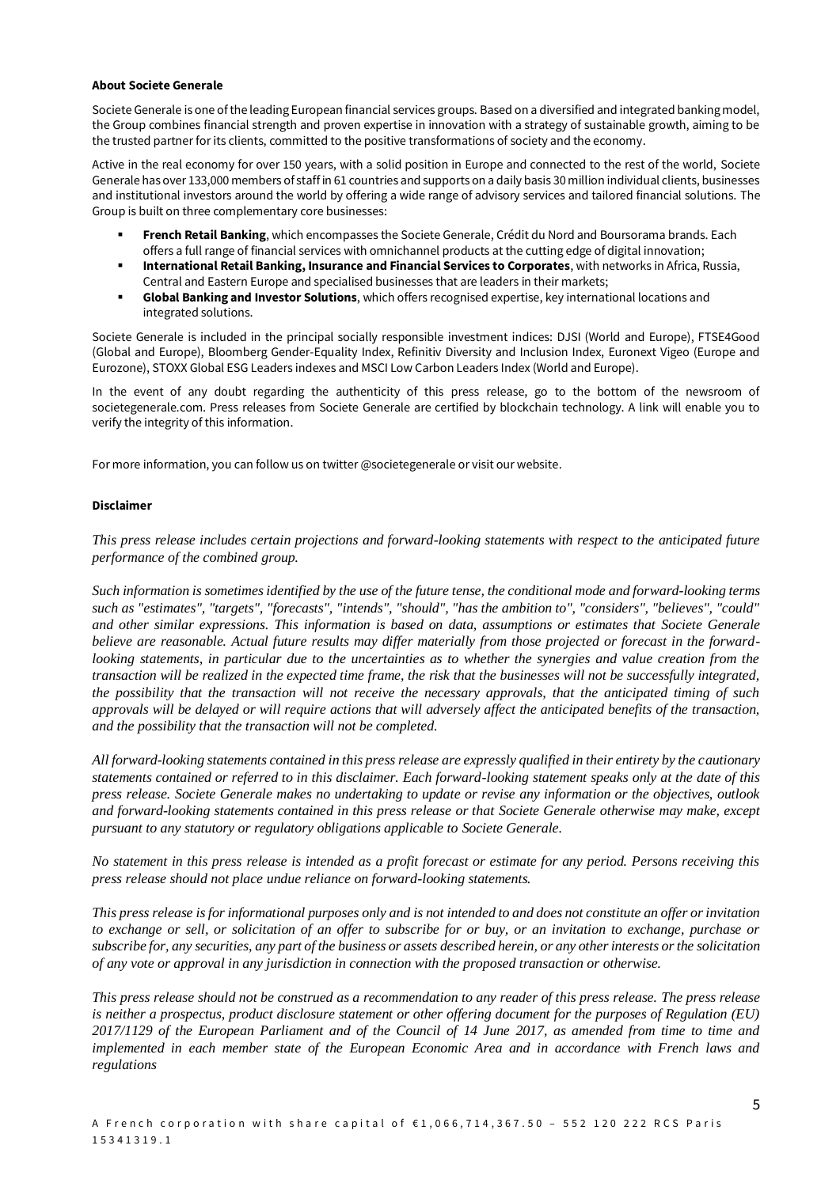**About Societe Generale**

Societe Generale is one of the leading European financial services groups. Based on a diversified and integrated banking model, the Group combines financial strength and proven expertise in innovation with a strategy of sustainable growth, aiming to be the trusted partner for its clients, committed to the positive transformations of society and the economy.

Active in the real economy for over 150 years, with a solid position in Europe and connected to the rest of the world, Societe Generale has over 133,000 members of staff in 61 countries and supports on a daily basis 30 million individual clients, businesses and institutional investors around the world by offering a wide range of advisory services and tailored financial solutions. The Group is built on three complementary core businesses:

- **French Retail Banking**, which encompasses the Societe Generale, Crédit du Nord and Boursorama brands. Each offers a full range of financial services with omnichannel products at the cutting edge of digital innovation;
- **International Retail Banking, Insurance and Financial Services to Corporates**, with networks in Africa, Russia, Central and Eastern Europe and specialised businesses that are leaders in their markets;
- **Global Banking and Investor Solutions**, which offers recognised expertise, key international locations and integrated solutions.

Societe Generale is included in the principal socially responsible investment indices: DJSI (World and Europe), FTSE4Good (Global and Europe), Bloomberg Gender-Equality Index, Refinitiv Diversity and Inclusion Index, Euronext Vigeo (Europe and Eurozone), STOXX Global ESG Leaders indexes and MSCI Low Carbon Leaders Index (World and Europe).

In the event of any doubt regarding the authenticity of this press release, go to the bottom of the newsroom of societegenerale.com. Press releases from Societe Generale are certified by blockchain technology. A link will enable you to verify the integrity of this information.

For more information, you can follow us on twitter @societegenerale or visit our website.

**Disclaimer**

*This press release includes certain projections and forward-looking statements with respect to the anticipated future performance of the combined group.*

*Such information is sometimes identified by the use of the future tense, the conditional mode and forward-looking terms such as "estimates", "targets", "forecasts", "intends", "should", "has the ambition to", "considers", "believes", "could" and other similar expressions. This information is based on data, assumptions or estimates that Societe Generale believe are reasonable. Actual future results may differ materially from those projected or forecast in the forward-looking statements, in particular due to the uncertainties as to whether the synergies and value creation from the transaction will be realized in the expected time frame, the risk that the businesses will not be successfully integrated, the possibility that the transaction will not receive the necessary approvals, that the anticipated timing of such approvals will be delayed or will require actions that will adversely affect the anticipated benefits of the transaction, and the possibility that the transaction will not be completed.*

*All forward-looking statements contained in this press release are expressly qualified in their entirety by the cautionary statements contained or referred to in this disclaimer. Each forward-looking statement speaks only at the date of this press release. Societe Generale makes no undertaking to update or revise any information or the objectives, outlook and forward-looking statements contained in this press release or that Societe Generale otherwise may make, except pursuant to any statutory or regulatory obligations applicable to Societe Generale.*

*No statement in this press release is intended as a profit forecast or estimate for any period. Persons receiving this press release should not place undue reliance on forward-looking statements.*

*This press release is for informational purposes only and is not intended to and does not constitute an offer or invitation to exchange or sell, or solicitation of an offer to subscribe for or buy, or an invitation to exchange, purchase or subscribe for, any securities, any part of the business or assets described herein, or any other interests or the solicitation of any vote or approval in any jurisdiction in connection with the proposed transaction or otherwise.*

*This press release should not be construed as a recommendation to any reader of this press release. The press release is neither a prospectus, product disclosure statement or other offering document for the purposes of Regulation (EU) 2017/1129 of the European Parliament and of the Council of 14 June 2017, as amended from time to time and implemented in each member state of the European Economic Area and in accordance with French laws and regulations*

A French corporation with share capital of €1,066,714,367.50 – 552 120 222 RCS Paris
15341319.1